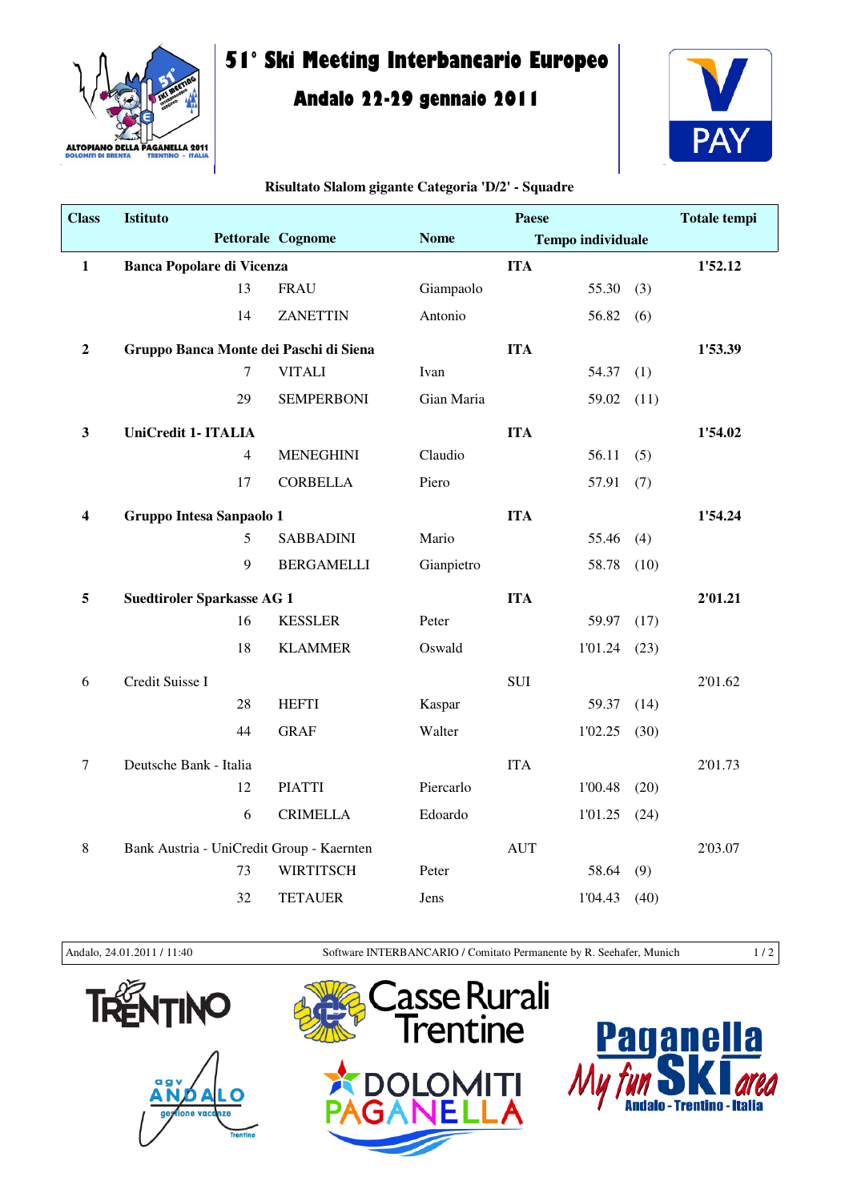# 51° Ski Meeting Interbancario Europeo

## Andalo 22-29 gennaio 2011

**Risultato Slalom gigante Categoria 'D/2' - Squadre**

| Class | Istituto | | | Paese | | | Totale tempi |
|---|---|---|---|---|---|---|---|
| | Pettorale | Cognome | Nome | Tempo individuale | | | |
| **1** | **Banca Popolare di Vicenza** | | | **ITA** | | | **1'52.12** |
| | 13 | FRAU | Giampaolo | | 55.30 | (3) | |
| | 14 | ZANETTIN | Antonio | | 56.82 | (6) | |
| **2** | **Gruppo Banca Monte dei Paschi di Siena** | | | **ITA** | | | **1'53.39** |
| | 7 | VITALI | Ivan | | 54.37 | (1) | |
| | 29 | SEMPERBONI | Gian Maria | | 59.02 | (11) | |
| **3** | **UniCredit 1- ITALIA** | | | **ITA** | | | **1'54.02** |
| | 4 | MENEGHINI | Claudio | | 56.11 | (5) | |
| | 17 | CORBELLA | Piero | | 57.91 | (7) | |
| **4** | **Gruppo Intesa Sanpaolo 1** | | | **ITA** | | | **1'54.24** |
| | 5 | SABBADINI | Mario | | 55.46 | (4) | |
| | 9 | BERGAMELLI | Gianpietro | | 58.78 | (10) | |
| **5** | **Suedtiroler Sparkasse AG 1** | | | **ITA** | | | **2'01.21** |
| | 16 | KESSLER | Peter | | 59.97 | (17) | |
| | 18 | KLAMMER | Oswald | | 1'01.24 | (23) | |
| 6 | Credit Suisse I | | | SUI | | | 2'01.62 |
| | 28 | HEFTI | Kaspar | | 59.37 | (14) | |
| | 44 | GRAF | Walter | | 1'02.25 | (30) | |
| 7 | Deutsche Bank - Italia | | | ITA | | | 2'01.73 |
| | 12 | PIATTI | Piercarlo | | 1'00.48 | (20) | |
| | 6 | CRIMELLA | Edoardo | | 1'01.25 | (24) | |
| 8 | Bank Austria - UniCredit Group - Kaernten | | | AUT | | | 2'03.07 |
| | 73 | WIRTITSCH | Peter | | 58.64 | (9) | |
| | 32 | TETAUER | Jens | | 1'04.43 | (40) | |

Andalo, 24.01.2011 / 11:40 — Software INTERBANCARIO / Comitato Permanente by R. Seehafer, Munich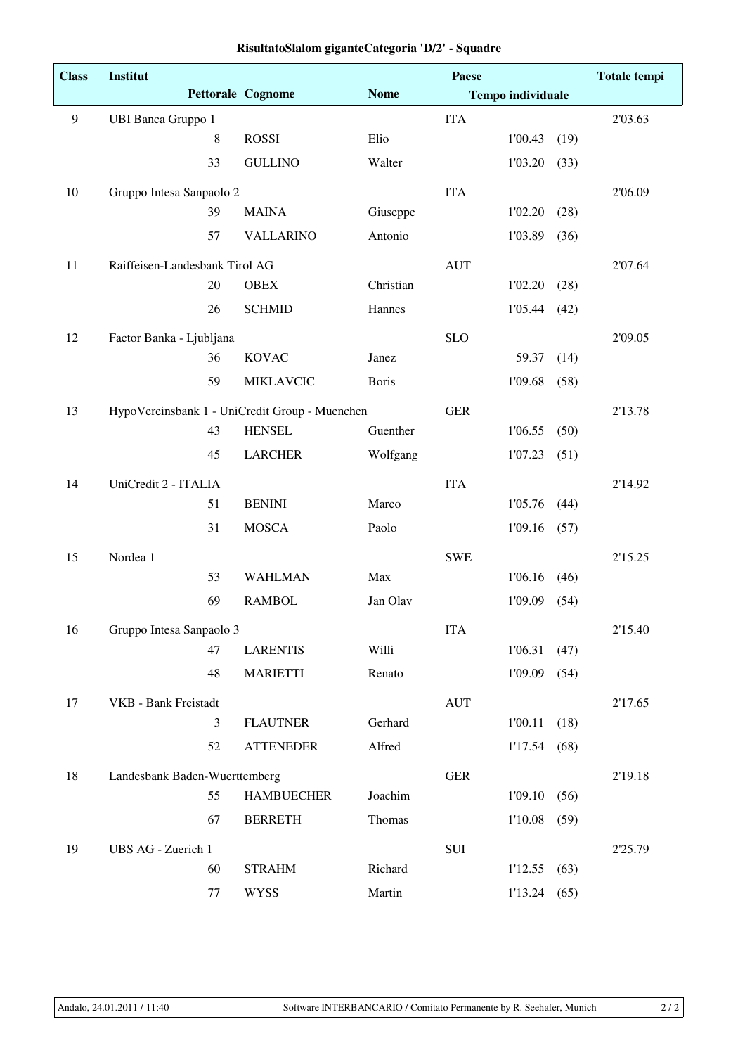**RisultatoSlalom giganteCategoria 'D/2' - Squadre**

| Class | Institut | | | Paese | | | Totale tempi |
|---|---|---|---|---|---|---|---|
| | Pettorale | Cognome | Nome | Tempo individuale | | | |
| 9 | UBI Banca Gruppo 1 | | | ITA | | | 2'03.63 |
| | 8 | ROSSI | Elio | | 1'00.43 | (19) | |
| | 33 | GULLINO | Walter | | 1'03.20 | (33) | |
| 10 | Gruppo Intesa Sanpaolo 2 | | | ITA | | | 2'06.09 |
| | 39 | MAINA | Giuseppe | | 1'02.20 | (28) | |
| | 57 | VALLARINO | Antonio | | 1'03.89 | (36) | |
| 11 | Raiffeisen-Landesbank Tirol AG | | | AUT | | | 2'07.64 |
| | 20 | OBEX | Christian | | 1'02.20 | (28) | |
| | 26 | SCHMID | Hannes | | 1'05.44 | (42) | |
| 12 | Factor Banka - Ljubljana | | | SLO | | | 2'09.05 |
| | 36 | KOVAC | Janez | | 59.37 | (14) | |
| | 59 | MIKLAVCIC | Boris | | 1'09.68 | (58) | |
| 13 | HypoVereinsbank 1 - UniCredit Group - Muenchen | | | GER | | | 2'13.78 |
| | 43 | HENSEL | Guenther | | 1'06.55 | (50) | |
| | 45 | LARCHER | Wolfgang | | 1'07.23 | (51) | |
| 14 | UniCredit 2 - ITALIA | | | ITA | | | 2'14.92 |
| | 51 | BENINI | Marco | | 1'05.76 | (44) | |
| | 31 | MOSCA | Paolo | | 1'09.16 | (57) | |
| 15 | Nordea 1 | | | SWE | | | 2'15.25 |
| | 53 | WAHLMAN | Max | | 1'06.16 | (46) | |
| | 69 | RAMBOL | Jan Olav | | 1'09.09 | (54) | |
| 16 | Gruppo Intesa Sanpaolo 3 | | | ITA | | | 2'15.40 |
| | 47 | LARENTIS | Willi | | 1'06.31 | (47) | |
| | 48 | MARIETTI | Renato | | 1'09.09 | (54) | |
| 17 | VKB - Bank Freistadt | | | AUT | | | 2'17.65 |
| | 3 | FLAUTNER | Gerhard | | 1'00.11 | (18) | |
| | 52 | ATTENEDER | Alfred | | 1'17.54 | (68) | |
| 18 | Landesbank Baden-Wuerttemberg | | | GER | | | 2'19.18 |
| | 55 | HAMBUECHER | Joachim | | 1'09.10 | (56) | |
| | 67 | BERRETH | Thomas | | 1'10.08 | (59) | |
| 19 | UBS AG - Zuerich 1 | | | SUI | | | 2'25.79 |
| | 60 | STRAHM | Richard | | 1'12.55 | (63) | |
| | 77 | WYSS | Martin | | 1'13.24 | (65) | |

Andalo, 24.01.2011 / 11:40 — Software INTERBANCARIO / Comitato Permanente by R. Seehafer, Munich